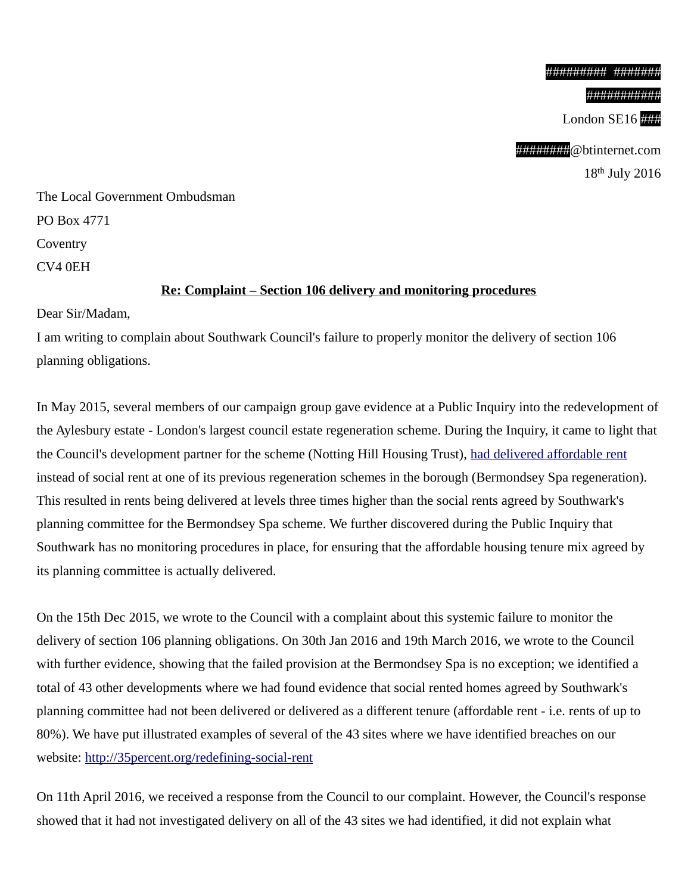######### #######

###########

London SE16 ###

########@btinternet.com

18th July 2016

The Local Government Ombudsman

PO Box 4771

Coventry

CV4 0EH

**Re: Complaint – Section 106 delivery and monitoring procedures**

Dear Sir/Madam,

I am writing to complain about Southwark Council's failure to properly monitor the delivery of section 106 planning obligations.

In May 2015, several members of our campaign group gave evidence at a Public Inquiry into the redevelopment of the Aylesbury estate - London's largest council estate regeneration scheme. During the Inquiry, it came to light that the Council's development partner for the scheme (Notting Hill Housing Trust), had delivered affordable rent instead of social rent at one of its previous regeneration schemes in the borough (Bermondsey Spa regeneration). This resulted in rents being delivered at levels three times higher than the social rents agreed by Southwark's planning committee for the Bermondsey Spa scheme. We further discovered during the Public Inquiry that Southwark has no monitoring procedures in place, for ensuring that the affordable housing tenure mix agreed by its planning committee is actually delivered.

On the 15th Dec 2015, we wrote to the Council with a complaint about this systemic failure to monitor the delivery of section 106 planning obligations. On 30th Jan 2016 and 19th March 2016, we wrote to the Council with further evidence, showing that the failed provision at the Bermondsey Spa is no exception; we identified a total of 43 other developments where we had found evidence that social rented homes agreed by Southwark's planning committee had not been delivered or delivered as a different tenure (affordable rent - i.e. rents of up to 80%). We have put illustrated examples of several of the 43 sites where we have identified breaches on our website: http://35percent.org/redefining-social-rent

On 11th April 2016, we received a response from the Council to our complaint. However, the Council's response showed that it had not investigated delivery on all of the 43 sites we had identified, it did not explain what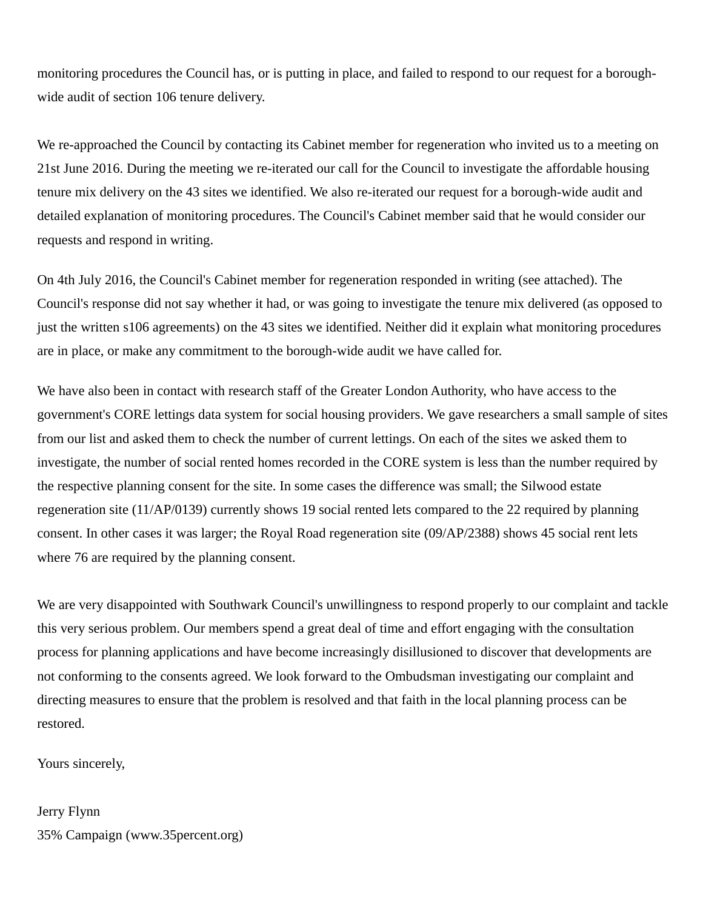monitoring procedures the Council has, or is putting in place, and failed to respond to our request for a borough-wide audit of section 106 tenure delivery.

We re-approached the Council by contacting its Cabinet member for regeneration who invited us to a meeting on 21st June 2016. During the meeting we re-iterated our call for the Council to investigate the affordable housing tenure mix delivery on the 43 sites we identified. We also re-iterated our request for a borough-wide audit and detailed explanation of monitoring procedures. The Council's Cabinet member said that he would consider our requests and respond in writing.

On 4th July 2016, the Council's Cabinet member for regeneration responded in writing (see attached). The Council's response did not say whether it had, or was going to investigate the tenure mix delivered (as opposed to just the written s106 agreements) on the 43 sites we identified. Neither did it explain what monitoring procedures are in place, or make any commitment to the borough-wide audit we have called for.

We have also been in contact with research staff of the Greater London Authority, who have access to the government's CORE lettings data system for social housing providers. We gave researchers a small sample of sites from our list and asked them to check the number of current lettings. On each of the sites we asked them to investigate, the number of social rented homes recorded in the CORE system is less than the number required by the respective planning consent for the site. In some cases the difference was small; the Silwood estate regeneration site (11/AP/0139) currently shows 19 social rented lets compared to the 22 required by planning consent. In other cases it was larger; the Royal Road regeneration site (09/AP/2388) shows 45 social rent lets where 76 are required by the planning consent.

We are very disappointed with Southwark Council's unwillingness to respond properly to our complaint and tackle this very serious problem. Our members spend a great deal of time and effort engaging with the consultation process for planning applications and have become increasingly disillusioned to discover that developments are not conforming to the consents agreed. We look forward to the Ombudsman investigating our complaint and directing measures to ensure that the problem is resolved and that faith in the local planning process can be restored.

Yours sincerely,

Jerry Flynn
35% Campaign (www.35percent.org)